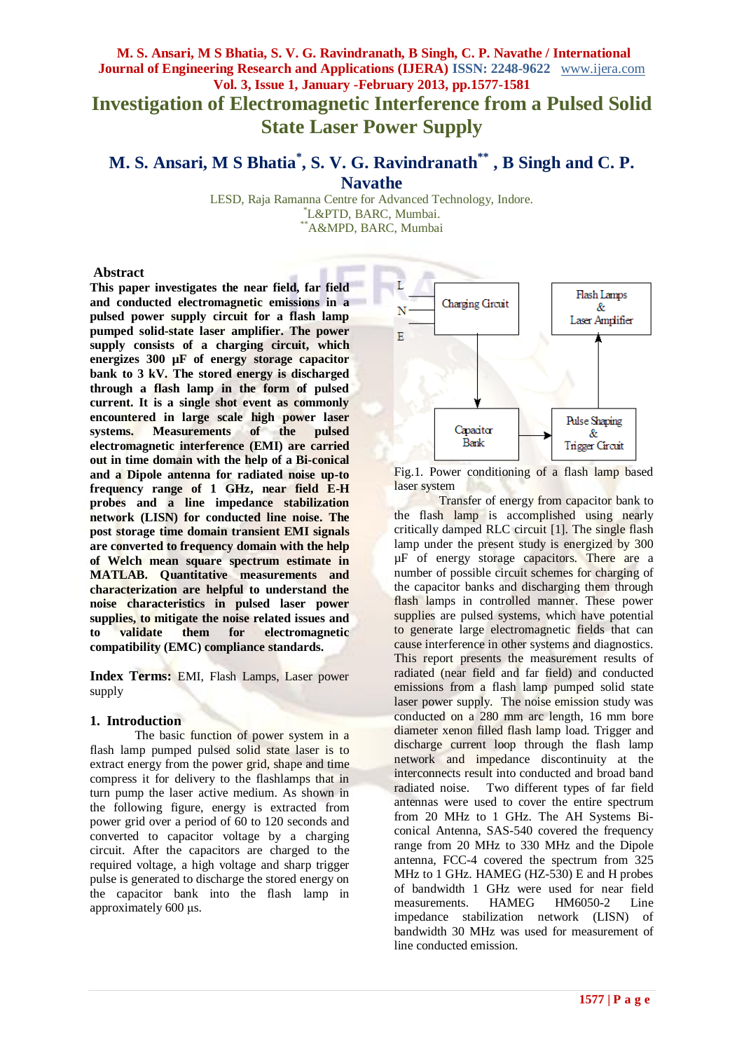# Investigation of Electromagnetic Interference from a Pulsed Solid State Laser Power Supply

## M. S. Ansari, M S Bhatia[*], S. V. G. Ravindranath[**] , B Singh and C. P. Navathe

LESD, Raja Ramanna Centre for Advanced Technology, Indore.
[*]L&PTD, BARC, Mumbai.
[**]A&MPD, BARC, Mumbai

### Abstract

**This paper investigates the near field, far field and conducted electromagnetic emissions in a pulsed power supply circuit for a flash lamp pumped solid-state laser amplifier. The power supply consists of a charging circuit, which energizes 300 µF of energy storage capacitor bank to 3 kV. The stored energy is discharged through a flash lamp in the form of pulsed current. It is a single shot event as commonly encountered in large scale high power laser systems. Measurements of the pulsed electromagnetic interference (EMI) are carried out in time domain with the help of a Bi-conical and a Dipole antenna for radiated noise up-to frequency range of 1 GHz, near field E-H probes and a line impedance stabilization network (LISN) for conducted line noise. The post storage time domain transient EMI signals are converted to frequency domain with the help of Welch mean square spectrum estimate in MATLAB. Quantitative measurements and characterization are helpful to understand the noise characteristics in pulsed laser power supplies, to mitigate the noise related issues and to validate them for electromagnetic compatibility (EMC) compliance standards.**

**Index Terms:** EMI, Flash Lamps, Laser power supply

### 1. Introduction

The basic function of power system in a flash lamp pumped pulsed solid state laser is to extract energy from the power grid, shape and time compress it for delivery to the flashlamps that in turn pump the laser active medium. As shown in the following figure, energy is extracted from power grid over a period of 60 to 120 seconds and converted to capacitor voltage by a charging circuit. After the capacitors are charged to the required voltage, a high voltage and sharp trigger pulse is generated to discharge the stored energy on the capacitor bank into the flash lamp in approximately 600 µs.

L
N
E
Charging Circuit
Flash Lamps & Laser Amplifier
Capacitor Bank
Pulse Shaping & Trigger Circuit

Fig.1. Power conditioning of a flash lamp based laser system

Transfer of energy from capacitor bank to the flash lamp is accomplished using nearly critically damped RLC circuit [1]. The single flash lamp under the present study is energized by 300 µF of energy storage capacitors. There are a number of possible circuit schemes for charging of the capacitor banks and discharging them through flash lamps in controlled manner. These power supplies are pulsed systems, which have potential to generate large electromagnetic fields that can cause interference in other systems and diagnostics. This report presents the measurement results of radiated (near field and far field) and conducted emissions from a flash lamp pumped solid state laser power supply. The noise emission study was conducted on a 280 mm arc length, 16 mm bore diameter xenon filled flash lamp load. Trigger and discharge current loop through the flash lamp network and impedance discontinuity at the interconnects result into conducted and broad band radiated noise. Two different types of far field antennas were used to cover the entire spectrum from 20 MHz to 1 GHz. The AH Systems Bi-conical Antenna, SAS-540 covered the frequency range from 20 MHz to 330 MHz and the Dipole antenna, FCC-4 covered the spectrum from 325 MHz to 1 GHz. HAMEG (HZ-530) E and H probes of bandwidth 1 GHz were used for near field measurements. HAMEG HM6050-2 Line impedance stabilization network (LISN) of bandwidth 30 MHz was used for measurement of line conducted emission.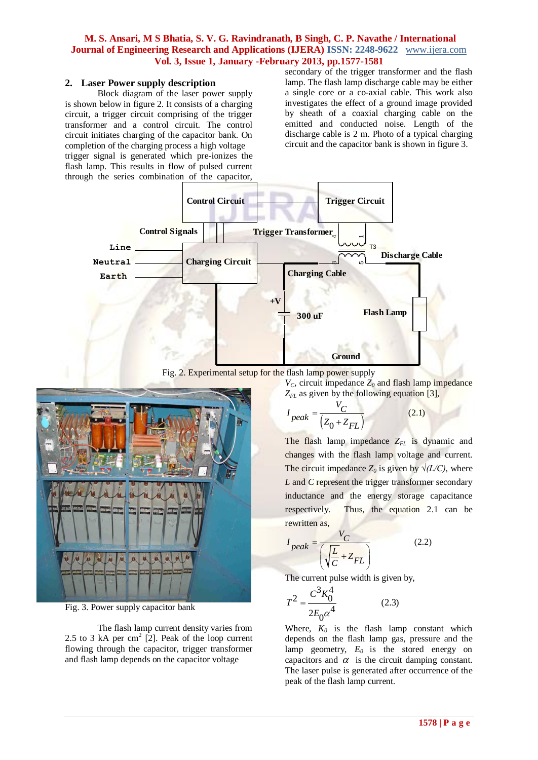## 2. Laser Power supply description

Block diagram of the laser power supply is shown below in figure 2. It consists of a charging circuit, a trigger circuit comprising of the trigger transformer and a control circuit. The control circuit initiates charging of the capacitor bank. On completion of the charging process a high voltage trigger signal is generated which pre-ionizes the flash lamp. This results in flow of pulsed current through the series combination of the capacitor, secondary of the trigger transformer and the flash lamp. The flash lamp discharge cable may be either a single core or a co-axial cable. This work also investigates the effect of a ground image provided by sheath of a coaxial charging cable on the emitted and conducted noise. Length of the discharge cable is 2 m. Photo of a typical charging circuit and the capacitor bank is shown in figure 3.

Control Circuit
Trigger Circuit
Control Signals
Trigger Transformer
T3
Line
Neutral
Earth
Charging Circuit
Discharge Cable
Charging Cable
+V
300 uF
Flash Lamp
Ground

Fig. 2. Experimental setup for the flash lamp power supply

Fig. 3. Power supply capacitor bank

The flash lamp current density varies from 2.5 to 3 kA per cm$^2$ [2]. Peak of the loop current flowing through the capacitor, trigger transformer and flash lamp depends on the capacitor voltage $V_C$, circuit impedance $Z_0$ and flash lamp impedance $Z_{FL}$ as given by the following equation [3],

$$I_{peak} = \frac{V_C}{(Z_0 + Z_{FL})} \qquad (2.1)$$

The flash lamp impedance $Z_{FL}$ is dynamic and changes with the flash lamp voltage and current. The circuit impedance $Z_0$ is given by $\sqrt{(L/C)}$, where $L$ and $C$ represent the trigger transformer secondary inductance and the energy storage capacitance respectively. Thus, the equation 2.1 can be rewritten as,

$$I_{peak} = \frac{V_C}{\left(\sqrt{\frac{L}{C}} + Z_{FL}\right)} \qquad (2.2)$$

The current pulse width is given by,

$$T^2 = \frac{C^3 K_0^4}{2E_0 \alpha^4} \qquad (2.3)$$

Where, $K_0$ is the flash lamp constant which depends on the flash lamp gas, pressure and the lamp geometry, $E_0$ is the stored energy on capacitors and $\alpha$ is the circuit damping constant. The laser pulse is generated after occurrence of the peak of the flash lamp current.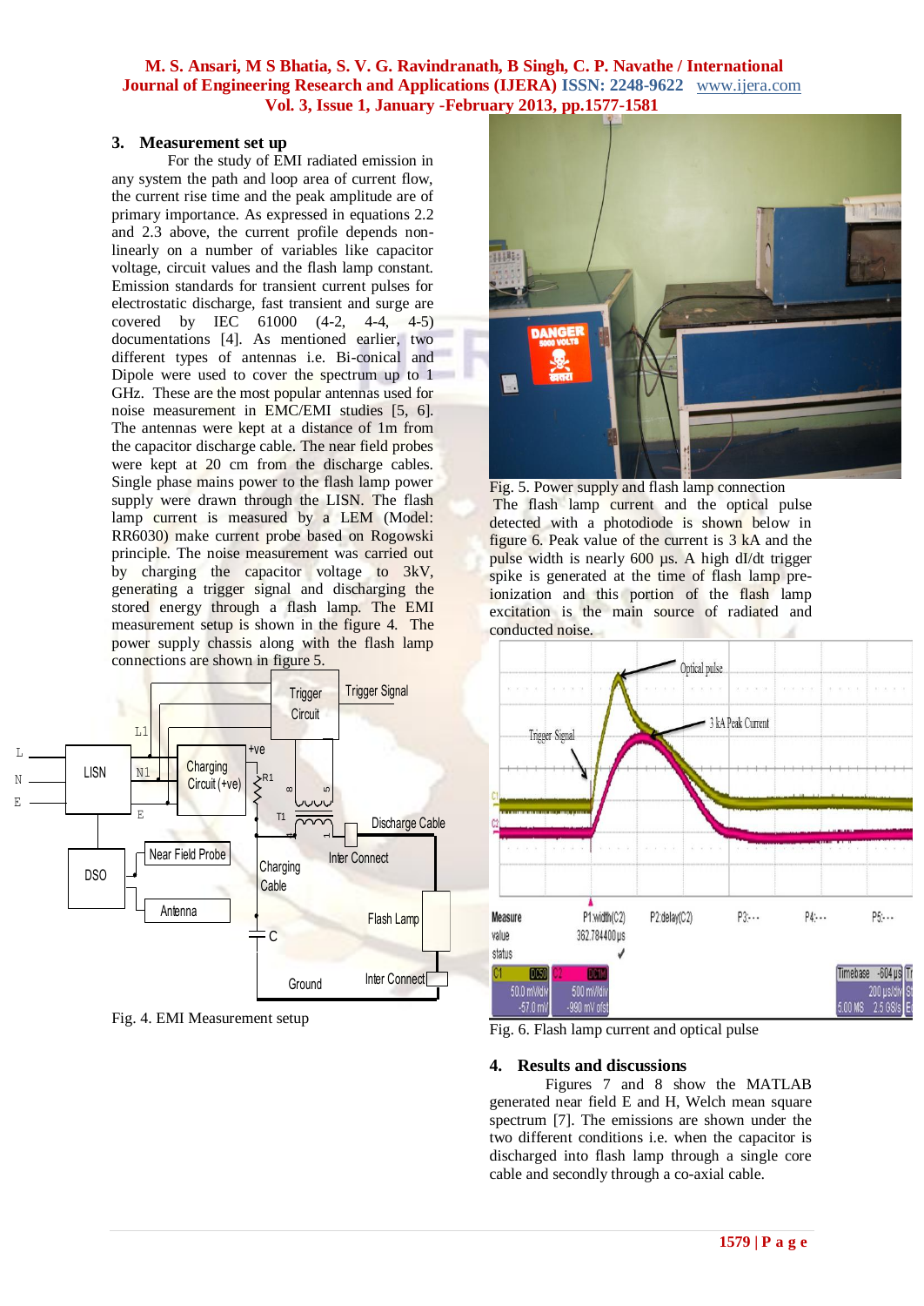## 3. Measurement set up

For the study of EMI radiated emission in any system the path and loop area of current flow, the current rise time and the peak amplitude are of primary importance. As expressed in equations 2.2 and 2.3 above, the current profile depends non-linearly on a number of variables like capacitor voltage, circuit values and the flash lamp constant. Emission standards for transient current pulses for electrostatic discharge, fast transient and surge are covered by IEC 61000 (4-2, 4-4, 4-5) documentations [4]. As mentioned earlier, two different types of antennas i.e. Bi-conical and Dipole were used to cover the spectrum up to 1 GHz. These are the most popular antennas used for noise measurement in EMC/EMI studies [5, 6]. The antennas were kept at a distance of 1m from the capacitor discharge cable. The near field probes were kept at 20 cm from the discharge cables. Single phase mains power to the flash lamp power supply were drawn through the LISN. The flash lamp current is measured by a LEM (Model: RR6030) make current probe based on Rogowski principle. The noise measurement was carried out by charging the capacitor voltage to 3kV, generating a trigger signal and discharging the stored energy through a flash lamp. The EMI measurement setup is shown in the figure 4. The power supply chassis along with the flash lamp connections are shown in figure 5.

L
N
E
LISN
L1
N1
E
Charging Circuit (+ve)
+ve
R1
Trigger Circuit
Trigger Signal
T1
8
5
1
Discharge Cable
Inter Connect
DSO
Near Field Probe
Antenna
Charging Cable
C
Flash Lamp
Ground
Inter Connect

Fig. 4. EMI Measurement setup

Fig. 5. Power supply and flash lamp connection

The flash lamp current and the optical pulse detected with a photodiode is shown below in figure 6. Peak value of the current is 3 kA and the pulse width is nearly 600 µs. A high dI/dt trigger spike is generated at the time of flash lamp pre-ionization and this portion of the flash lamp excitation is the main source of radiated and conducted noise.

Optical pulse
3 kA Peak Current
Trigger Signal
Measure P1:width(C2) P2:delay(C2) P3:--- P4:--- P5:---
value 362.784400 µs
status ✓
C1 DC50 50.0 mV/div -57.0 mV
C2 DC1M 500 mV/div -990 mV ofst
Timebase -604 µs 200 µs/div 5.00 MS 2.5 GS/s

Fig. 6. Flash lamp current and optical pulse

## 4. Results and discussions

Figures 7 and 8 show the MATLAB generated near field E and H, Welch mean square spectrum [7]. The emissions are shown under the two different conditions i.e. when the capacitor is discharged into flash lamp through a single core cable and secondly through a co-axial cable.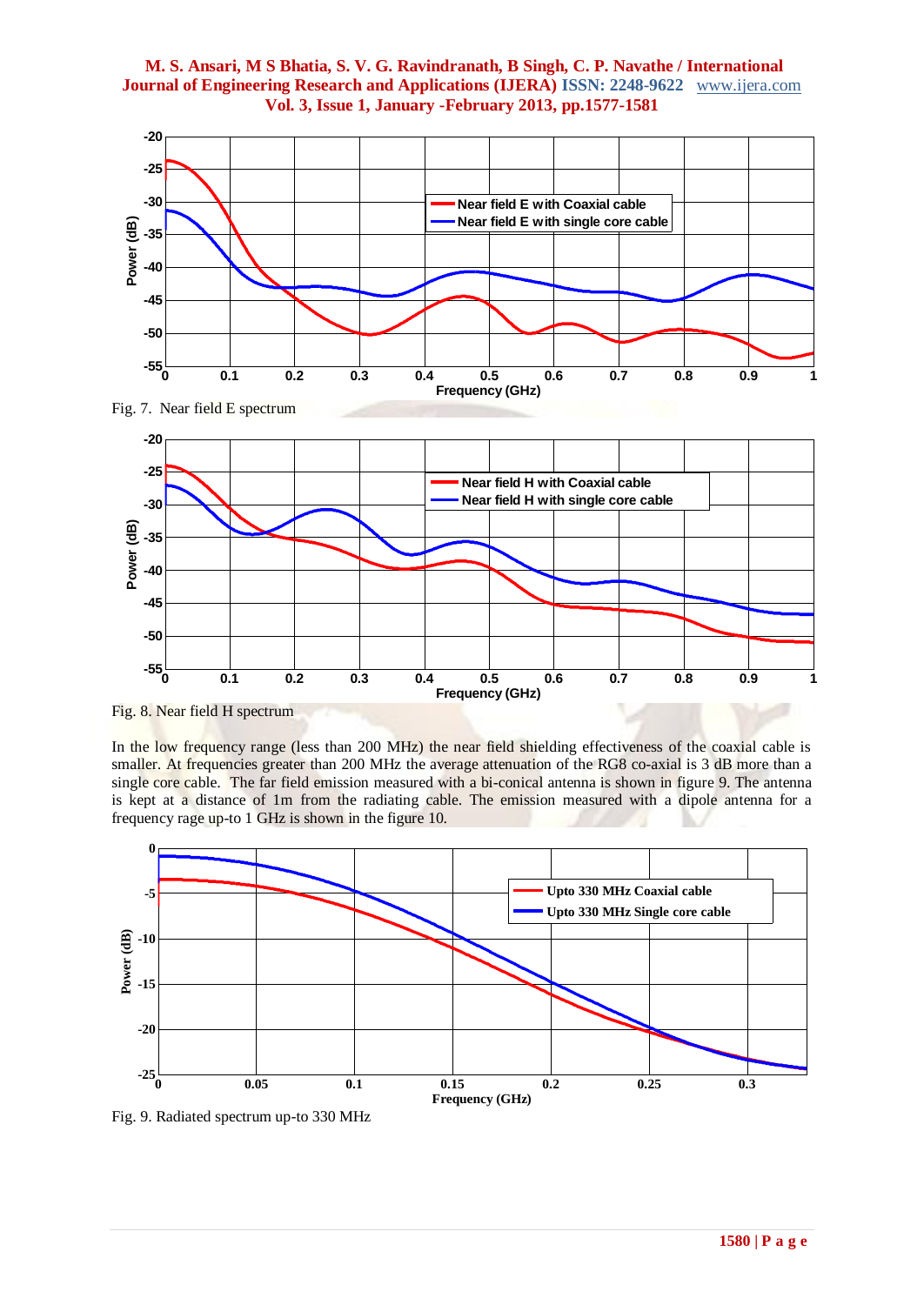-20
-25
-30
-35
-40
-45
-50
-55

Power (dB)

0 0.1 0.2 0.3 0.4 0.5 0.6 0.7 0.8 0.9 1

Frequency (GHz)

Near field E with Coaxial cable

Near field E with single core cable

Fig. 7. Near field E spectrum

-20
-25
-30
-35
-40
-45
-50
-55

Power (dB)

0 0.1 0.2 0.3 0.4 0.5 0.6 0.7 0.8 0.9 1

Frequency (GHz)

Near field H with Coaxial cable

Near field H with single core cable

Fig. 8. Near field H spectrum

In the low frequency range (less than 200 MHz) the near field shielding effectiveness of the coaxial cable is smaller. At frequencies greater than 200 MHz the average attenuation of the RG8 co-axial is 3 dB more than a single core cable. The far field emission measured with a bi-conical antenna is shown in figure 9. The antenna is kept at a distance of 1m from the radiating cable. The emission measured with a dipole antenna for a frequency rage up-to 1 GHz is shown in the figure 10.

0
-5
-10
-15
-20
-25

Power (dB)

0 0.05 0.1 0.15 0.2 0.25 0.3

Frequency (GHz)

Upto 330 MHz Coaxial cable

Upto 330 MHz Single core cable

Fig. 9. Radiated spectrum up-to 330 MHz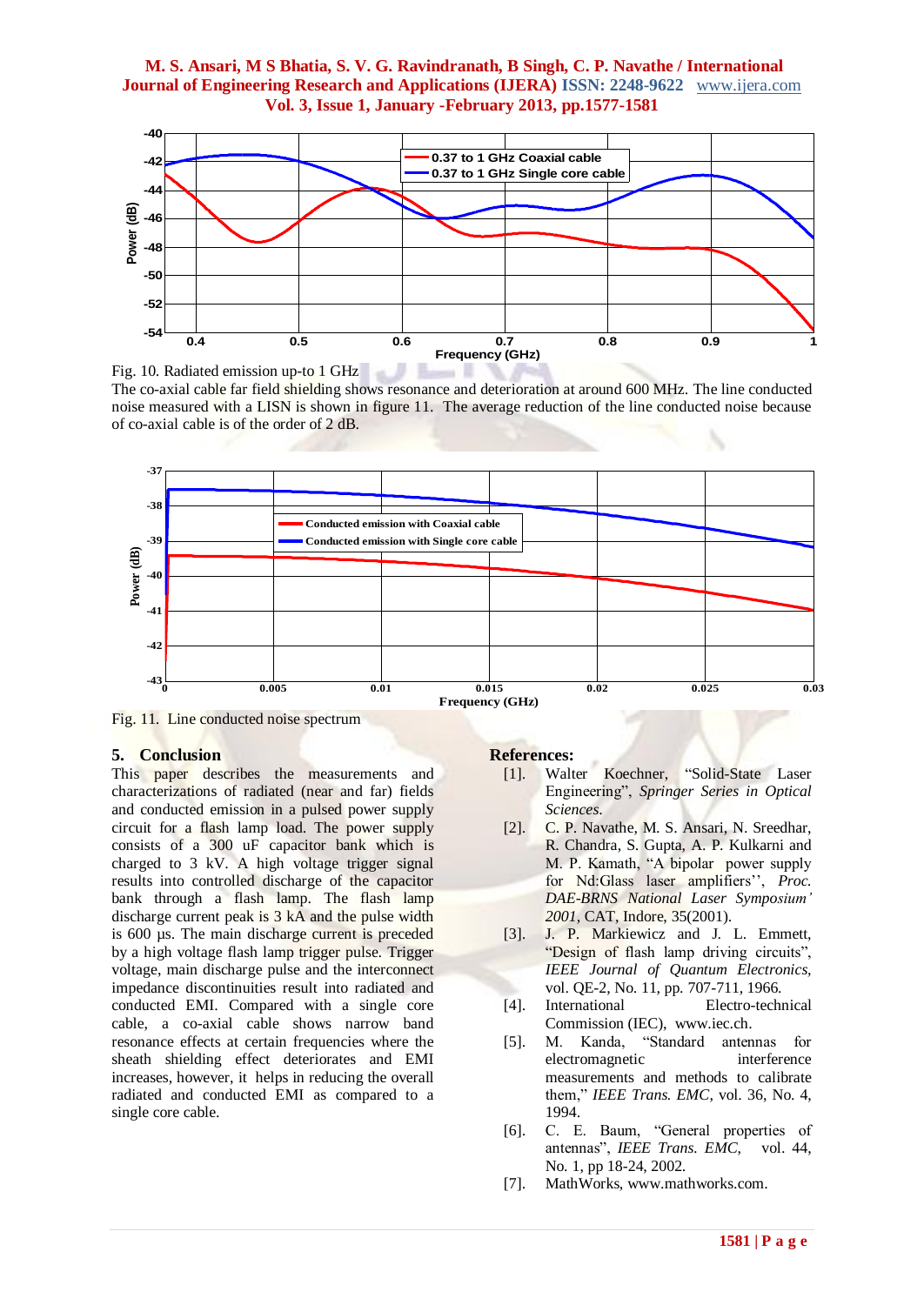-40
-42
-44
-46
-48
-50
-52
-54
Power (dB)
0.4
0.5
0.6
0.7
0.8
0.9
1
Frequency (GHz)
0.37 to 1 GHz Coaxial cable
0.37 to 1 GHz Single core cable

Fig. 10. Radiated emission up-to 1 GHz

The co-axial cable far field shielding shows resonance and deterioration at around 600 MHz. The line conducted noise measured with a LISN is shown in figure 11. The average reduction of the line conducted noise because of co-axial cable is of the order of 2 dB.

-37
-38
-39
-40
-41
-42
-43
Power (dB)
0
0.005
0.01
0.015
0.02
0.025
0.03
Frequency (GHz)
Conducted emission with Coaxial cable
Conducted emission with Single core cable

Fig. 11. Line conducted noise spectrum

## 5. Conclusion

This paper describes the measurements and characterizations of radiated (near and far) fields and conducted emission in a pulsed power supply circuit for a flash lamp load. The power supply consists of a 300 uF capacitor bank which is charged to 3 kV. A high voltage trigger signal results into controlled discharge of the capacitor bank through a flash lamp. The flash lamp discharge current peak is 3 kA and the pulse width is 600 µs. The main discharge current is preceded by a high voltage flash lamp trigger pulse. Trigger voltage, main discharge pulse and the interconnect impedance discontinuities result into radiated and conducted EMI. Compared with a single core cable, a co-axial cable shows narrow band resonance effects at certain frequencies where the sheath shielding effect deteriorates and EMI increases, however, it helps in reducing the overall radiated and conducted EMI as compared to a single core cable.

## References:

[1]. Walter Koechner, "Solid-State Laser Engineering", *Springer Series in Optical Sciences.*

[2]. C. P. Navathe, M. S. Ansari, N. Sreedhar, R. Chandra, S. Gupta, A. P. Kulkarni and M. P. Kamath, "A bipolar power supply for Nd:Glass laser amplifiers'', *Proc. DAE-BRNS National Laser Symposium' 2001*, CAT, Indore, 35(2001).

[3]. J. P. Markiewicz and J. L. Emmett, "Design of flash lamp driving circuits", *IEEE Journal of Quantum Electronics*, vol. QE-2, No. 11, pp. 707-711, 1966.

[4]. International Electro-technical Commission (IEC), www.iec.ch.

[5]. M. Kanda, "Standard antennas for electromagnetic interference measurements and methods to calibrate them," *IEEE Trans. EMC*, vol. 36, No. 4, 1994.

[6]. C. E. Baum, "General properties of antennas", *IEEE Trans. EMC*, vol. 44, No. 1, pp 18-24, 2002.

[7]. MathWorks, www.mathworks.com.